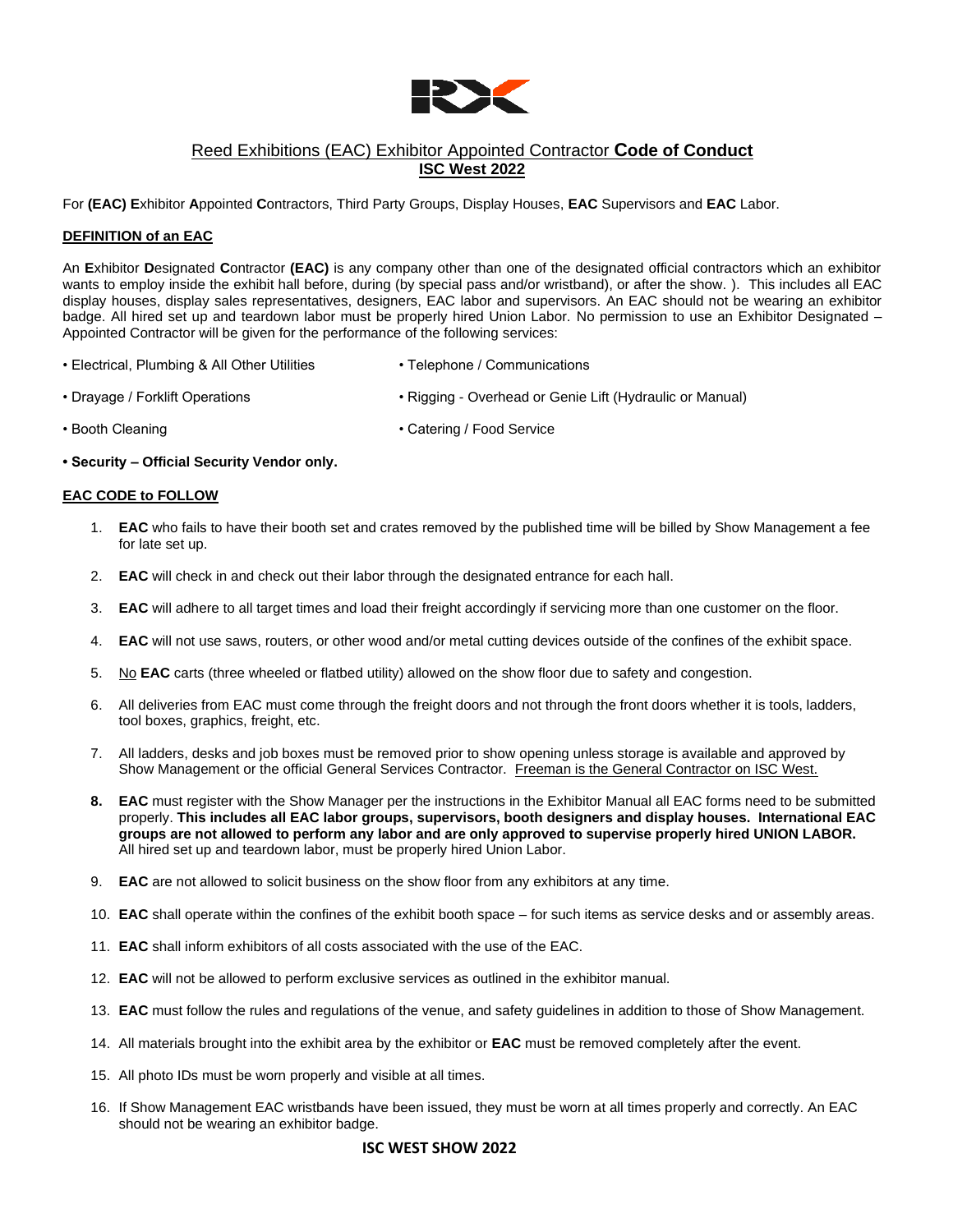# Reed Exhibitions (EAC) Exhibitor Appointed Contractor **Code of Conduct**

## ISC West 2022

For **(EAC) E**xhibitor **A**ppointed **C**ontractors, Third Party Groups, Display Houses, **EAC** Supervisors and **EAC** Labor.

### DEFINITION of an EAC

An **E**xhibitor **D**esignated **C**ontractor **(EAC)** is any company other than one of the designated official contractors which an exhibitor wants to employ inside the exhibit hall before, during (by special pass and/or wristband), or after the show. ). This includes all EAC display houses, display sales representatives, designers, EAC labor and supervisors. An EAC should not be wearing an exhibitor badge. All hired set up and teardown labor must be properly hired Union Labor. No permission to use an Exhibitor Designated – Appointed Contractor will be given for the performance of the following services:

- Electrical, Plumbing & All Other Utilities
- Telephone / Communications
- Drayage / Forklift Operations
- Rigging - Overhead or Genie Lift (Hydraulic or Manual)
- Booth Cleaning
- Catering / Food Service
- **Security – Official Security Vendor only.**

### EAC CODE to FOLLOW

1. **EAC** who fails to have their booth set and crates removed by the published time will be billed by Show Management a fee for late set up.
2. **EAC** will check in and check out their labor through the designated entrance for each hall.
3. **EAC** will adhere to all target times and load their freight accordingly if servicing more than one customer on the floor.
4. **EAC** will not use saws, routers, or other wood and/or metal cutting devices outside of the confines of the exhibit space.
5. No **EAC** carts (three wheeled or flatbed utility) allowed on the show floor due to safety and congestion.
6. All deliveries from EAC must come through the freight doors and not through the front doors whether it is tools, ladders, tool boxes, graphics, freight, etc.
7. All ladders, desks and job boxes must be removed prior to show opening unless storage is available and approved by Show Management or the official General Services Contractor. Freeman is the General Contractor on ISC West.
8. **EAC** must register with the Show Manager per the instructions in the Exhibitor Manual all EAC forms need to be submitted properly. **This includes all EAC labor groups, supervisors, booth designers and display houses. International EAC groups are not allowed to perform any labor and are only approved to supervise properly hired UNION LABOR.** All hired set up and teardown labor, must be properly hired Union Labor.
9. **EAC** are not allowed to solicit business on the show floor from any exhibitors at any time.
10. **EAC** shall operate within the confines of the exhibit booth space – for such items as service desks and or assembly areas.
11. **EAC** shall inform exhibitors of all costs associated with the use of the EAC.
12. **EAC** will not be allowed to perform exclusive services as outlined in the exhibitor manual.
13. **EAC** must follow the rules and regulations of the venue, and safety guidelines in addition to those of Show Management.
14. All materials brought into the exhibit area by the exhibitor or **EAC** must be removed completely after the event.
15. All photo IDs must be worn properly and visible at all times.
16. If Show Management EAC wristbands have been issued, they must be worn at all times properly and correctly. An EAC should not be wearing an exhibitor badge.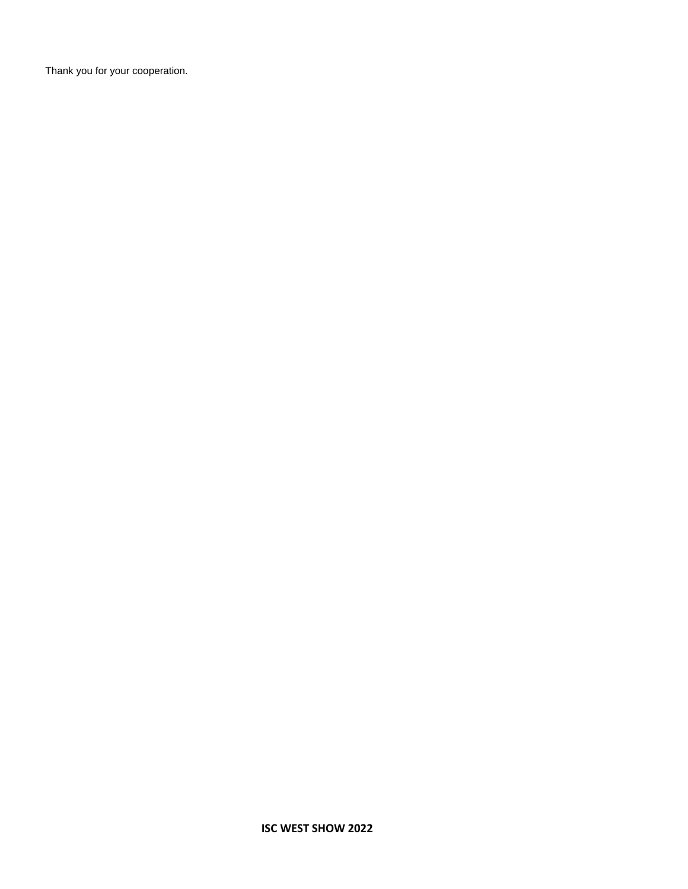Thank you for your cooperation.

**ISC WEST SHOW 2022**